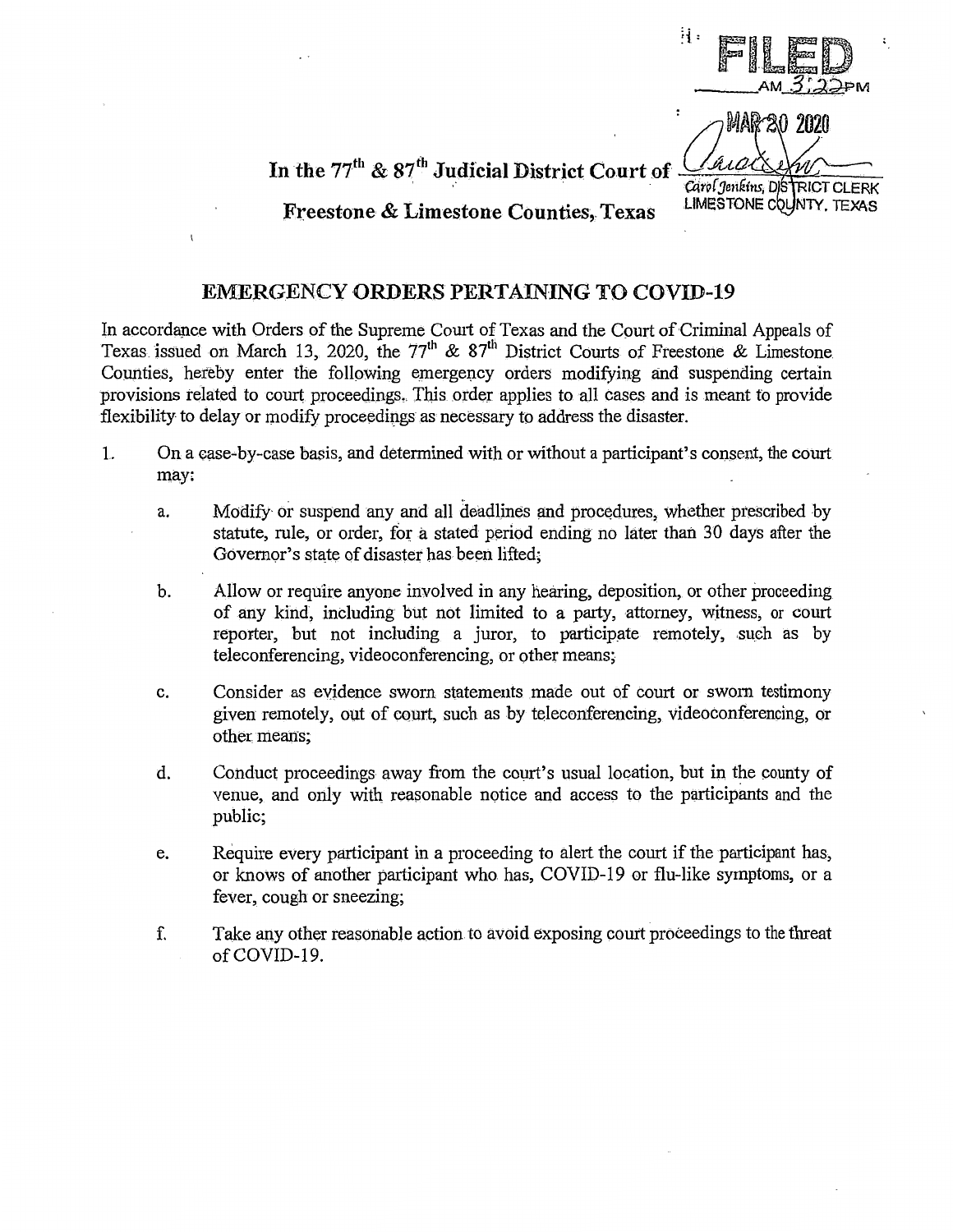FILED
AM 3:22 PM

MAR 20 2020

Carol Jenkins, DISTRICT CLERK
LIMESTONE COUNTY, TEXAS

**In the 77th & 87th Judicial District Court of**

**Freestone & Limestone Counties, Texas**

## EMERGENCY ORDERS PERTAINING TO COVID-19

In accordance with Orders of the Supreme Court of Texas and the Court of Criminal Appeals of Texas issued on March 13, 2020, the 77th & 87th District Courts of Freestone & Limestone Counties, hereby enter the following emergency orders modifying and suspending certain provisions related to court proceedings. This order applies to all cases and is meant to provide flexibility to delay or modify proceedings as necessary to address the disaster.

1. On a case-by-case basis, and determined with or without a participant's consent, the court may:

    a. Modify or suspend any and all deadlines and procedures, whether prescribed by statute, rule, or order, for a stated period ending no later than 30 days after the Governor's state of disaster has been lifted;

    b. Allow or require anyone involved in any hearing, deposition, or other proceeding of any kind, including but not limited to a party, attorney, witness, or court reporter, but not including a juror, to participate remotely, such as by teleconferencing, videoconferencing, or other means;

    c. Consider as evidence sworn statements made out of court or sworn testimony given remotely, out of court, such as by teleconferencing, videoconferencing, or other means;

    d. Conduct proceedings away from the court's usual location, but in the county of venue, and only with reasonable notice and access to the participants and the public;

    e. Require every participant in a proceeding to alert the court if the participant has, or knows of another participant who has, COVID-19 or flu-like symptoms, or a fever, cough or sneezing;

    f. Take any other reasonable action to avoid exposing court proceedings to the threat of COVID-19.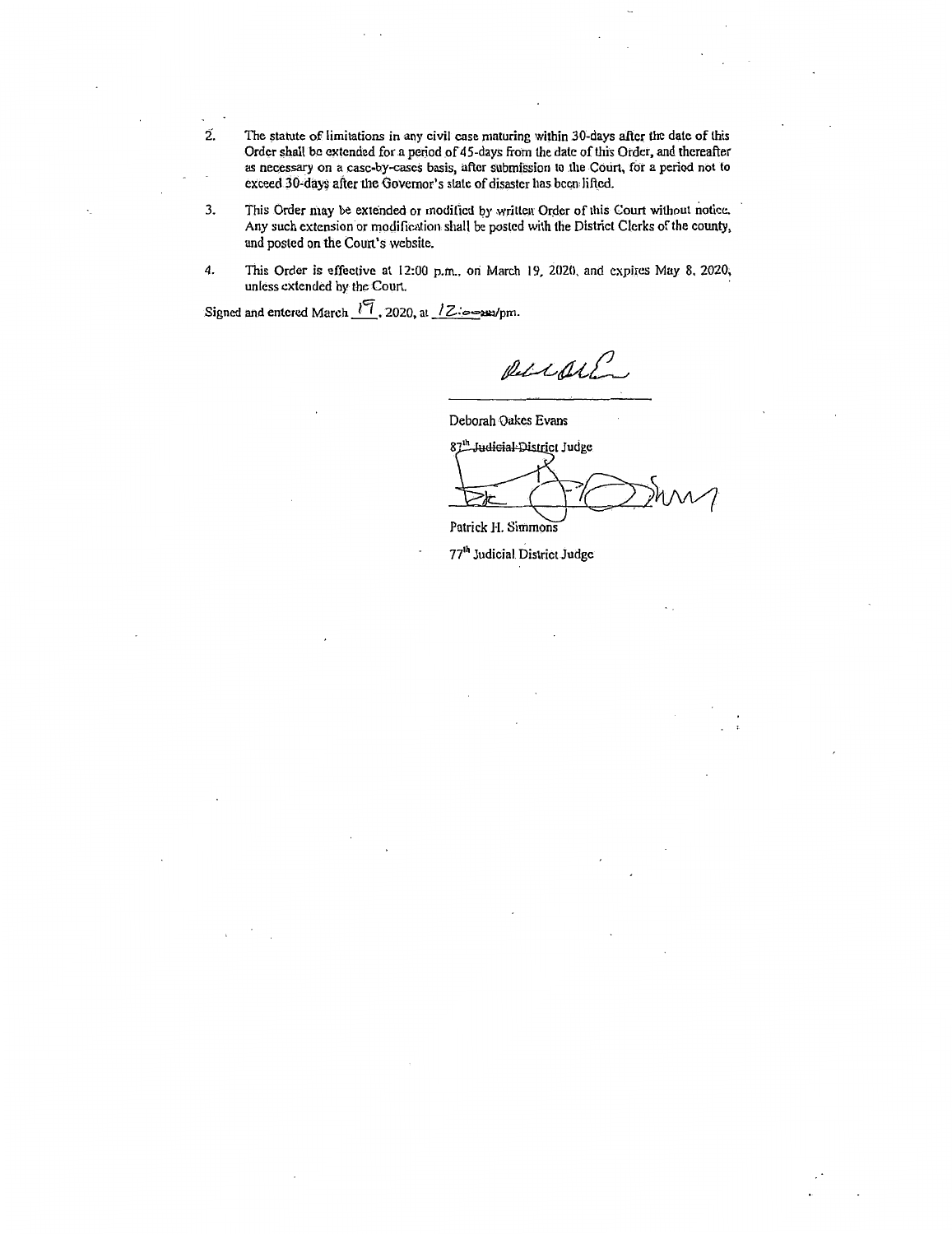2. The statute of limitations in any civil case maturing within 30-days after the date of this Order shall be extended for a period of 45-days from the date of this Order, and thereafter as necessary on a case-by-cases basis, after submission to the Court, for a period not to exceed 30-days after the Governor's state of disaster has been lifted.

3. This Order may be extended or modified by written Order of this Court without notice. Any such extension or modification shall be posted with the District Clerks of the county, and posted on the Court's website.

4. This Order is effective at 12:00 p.m., on March 19, 2020, and expires May 8, 2020, unless extended by the Court.

Signed and entered March 19, 2020, at 12:00 ~~am~~/pm.

Deborah Oakes Evans

87th ~~Judicial District~~ Judge

Patrick H. Simmons

77th Judicial District Judge